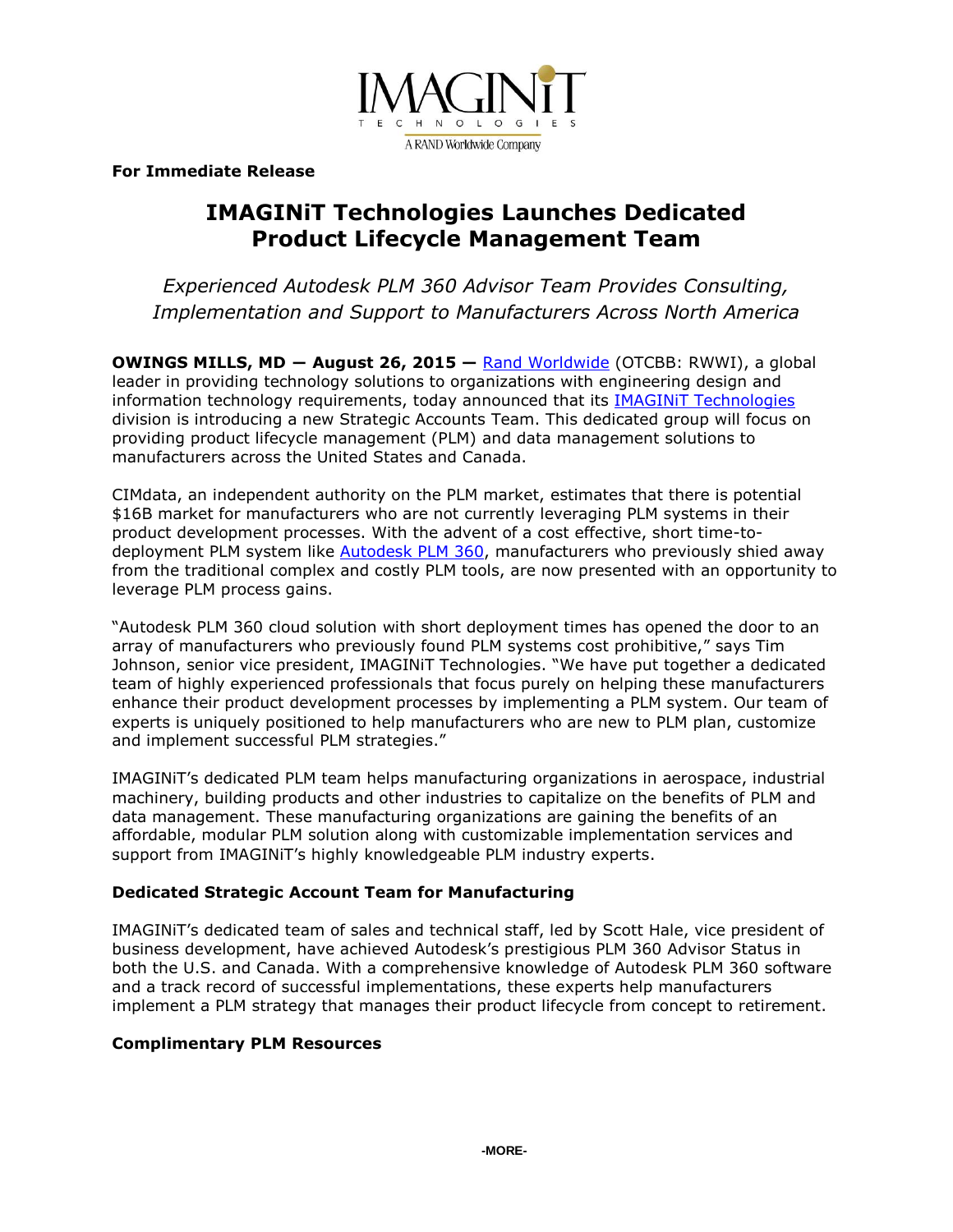IMAGINiT
TECHNOLOGIES
A RAND Worldwide Company

**For Immediate Release**

# IMAGINiT Technologies Launches Dedicated Product Lifecycle Management Team

*Experienced Autodesk PLM 360 Advisor Team Provides Consulting, Implementation and Support to Manufacturers Across North America*

**OWINGS MILLS, MD — August 26, 2015 —** Rand Worldwide (OTCBB: RWWI), a global leader in providing technology solutions to organizations with engineering design and information technology requirements, today announced that its IMAGINiT Technologies division is introducing a new Strategic Accounts Team. This dedicated group will focus on providing product lifecycle management (PLM) and data management solutions to manufacturers across the United States and Canada.

CIMdata, an independent authority on the PLM market, estimates that there is potential $16B market for manufacturers who are not currently leveraging PLM systems in their product development processes. With the advent of a cost effective, short time-to-deployment PLM system like Autodesk PLM 360, manufacturers who previously shied away from the traditional complex and costly PLM tools, are now presented with an opportunity to leverage PLM process gains.

"Autodesk PLM 360 cloud solution with short deployment times has opened the door to an array of manufacturers who previously found PLM systems cost prohibitive," says Tim Johnson, senior vice president, IMAGINiT Technologies. "We have put together a dedicated team of highly experienced professionals that focus purely on helping these manufacturers enhance their product development processes by implementing a PLM system. Our team of experts is uniquely positioned to help manufacturers who are new to PLM plan, customize and implement successful PLM strategies."

IMAGINiT's dedicated PLM team helps manufacturing organizations in aerospace, industrial machinery, building products and other industries to capitalize on the benefits of PLM and data management. These manufacturing organizations are gaining the benefits of an affordable, modular PLM solution along with customizable implementation services and support from IMAGINiT's highly knowledgeable PLM industry experts.

### Dedicated Strategic Account Team for Manufacturing

IMAGINiT's dedicated team of sales and technical staff, led by Scott Hale, vice president of business development, have achieved Autodesk's prestigious PLM 360 Advisor Status in both the U.S. and Canada. With a comprehensive knowledge of Autodesk PLM 360 software and a track record of successful implementations, these experts help manufacturers implement a PLM strategy that manages their product lifecycle from concept to retirement.

### Complimentary PLM Resources

-MORE-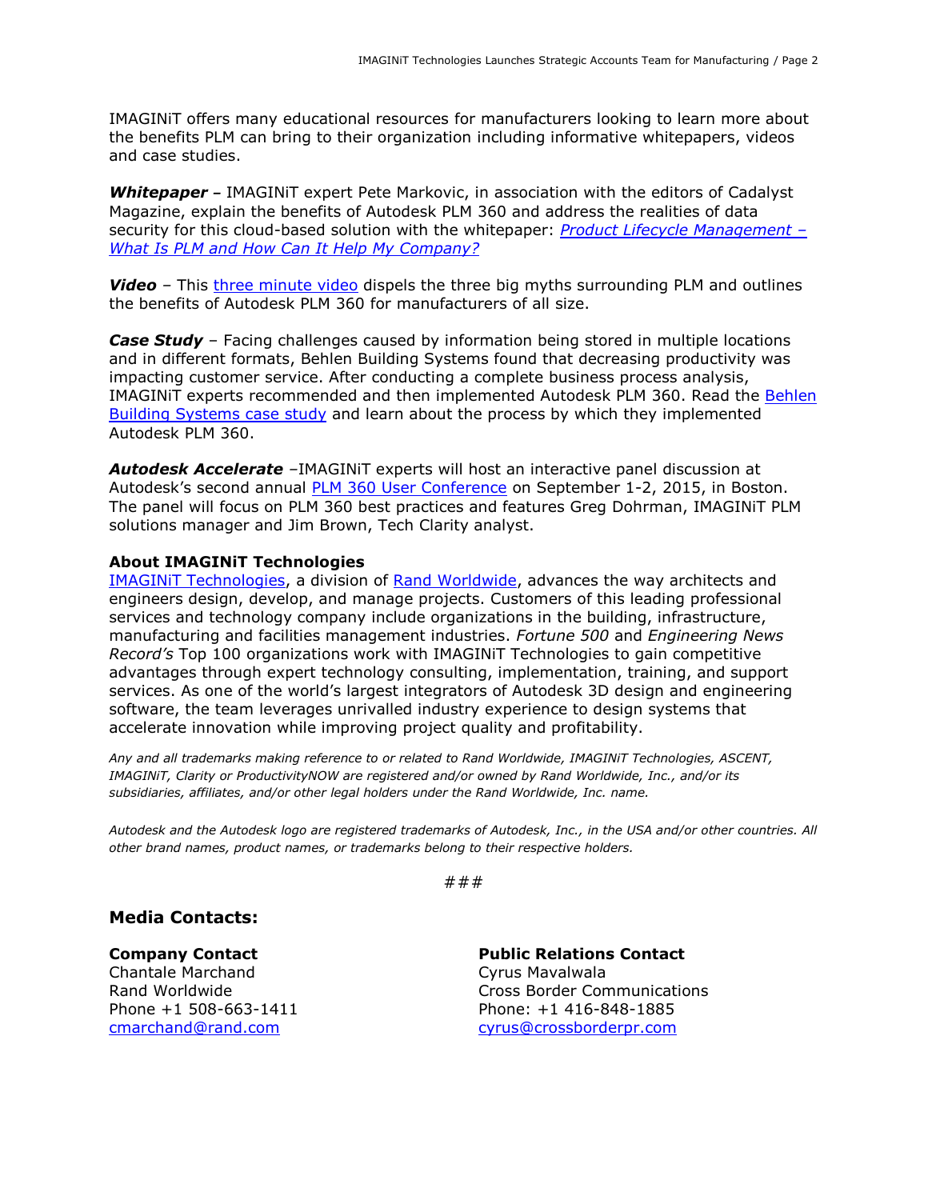IMAGINiT offers many educational resources for manufacturers looking to learn more about the benefits PLM can bring to their organization including informative whitepapers, videos and case studies.

***Whitepaper*** **–** IMAGINiT expert Pete Markovic, in association with the editors of Cadalyst Magazine, explain the benefits of Autodesk PLM 360 and address the realities of data security for this cloud-based solution with the whitepaper: *Product Lifecycle Management – What Is PLM and How Can It Help My Company?*

***Video*** – This three minute video dispels the three big myths surrounding PLM and outlines the benefits of Autodesk PLM 360 for manufacturers of all size.

***Case Study*** – Facing challenges caused by information being stored in multiple locations and in different formats, Behlen Building Systems found that decreasing productivity was impacting customer service. After conducting a complete business process analysis, IMAGINiT experts recommended and then implemented Autodesk PLM 360. Read the Behlen Building Systems case study and learn about the process by which they implemented Autodesk PLM 360.

***Autodesk Accelerate*** –IMAGINiT experts will host an interactive panel discussion at Autodesk's second annual PLM 360 User Conference on September 1-2, 2015, in Boston. The panel will focus on PLM 360 best practices and features Greg Dohrman, IMAGINiT PLM solutions manager and Jim Brown, Tech Clarity analyst.

**About IMAGINiT Technologies**

IMAGINiT Technologies, a division of Rand Worldwide, advances the way architects and engineers design, develop, and manage projects. Customers of this leading professional services and technology company include organizations in the building, infrastructure, manufacturing and facilities management industries. *Fortune 500* and *Engineering News Record's* Top 100 organizations work with IMAGINiT Technologies to gain competitive advantages through expert technology consulting, implementation, training, and support services. As one of the world's largest integrators of Autodesk 3D design and engineering software, the team leverages unrivalled industry experience to design systems that accelerate innovation while improving project quality and profitability.

*Any and all trademarks making reference to or related to Rand Worldwide, IMAGINiT Technologies, ASCENT, IMAGINiT, Clarity or ProductivityNOW are registered and/or owned by Rand Worldwide, Inc., and/or its subsidiaries, affiliates, and/or other legal holders under the Rand Worldwide, Inc. name.*

*Autodesk and the Autodesk logo are registered trademarks of Autodesk, Inc., in the USA and/or other countries. All other brand names, product names, or trademarks belong to their respective holders.*

###

## Media Contacts:

**Company Contact**
Chantale Marchand
Rand Worldwide
Phone +1 508-663-1411
cmarchand@rand.com

**Public Relations Contact**
Cyrus Mavalwala
Cross Border Communications
Phone: +1 416-848-1885
cyrus@crossborderpr.com